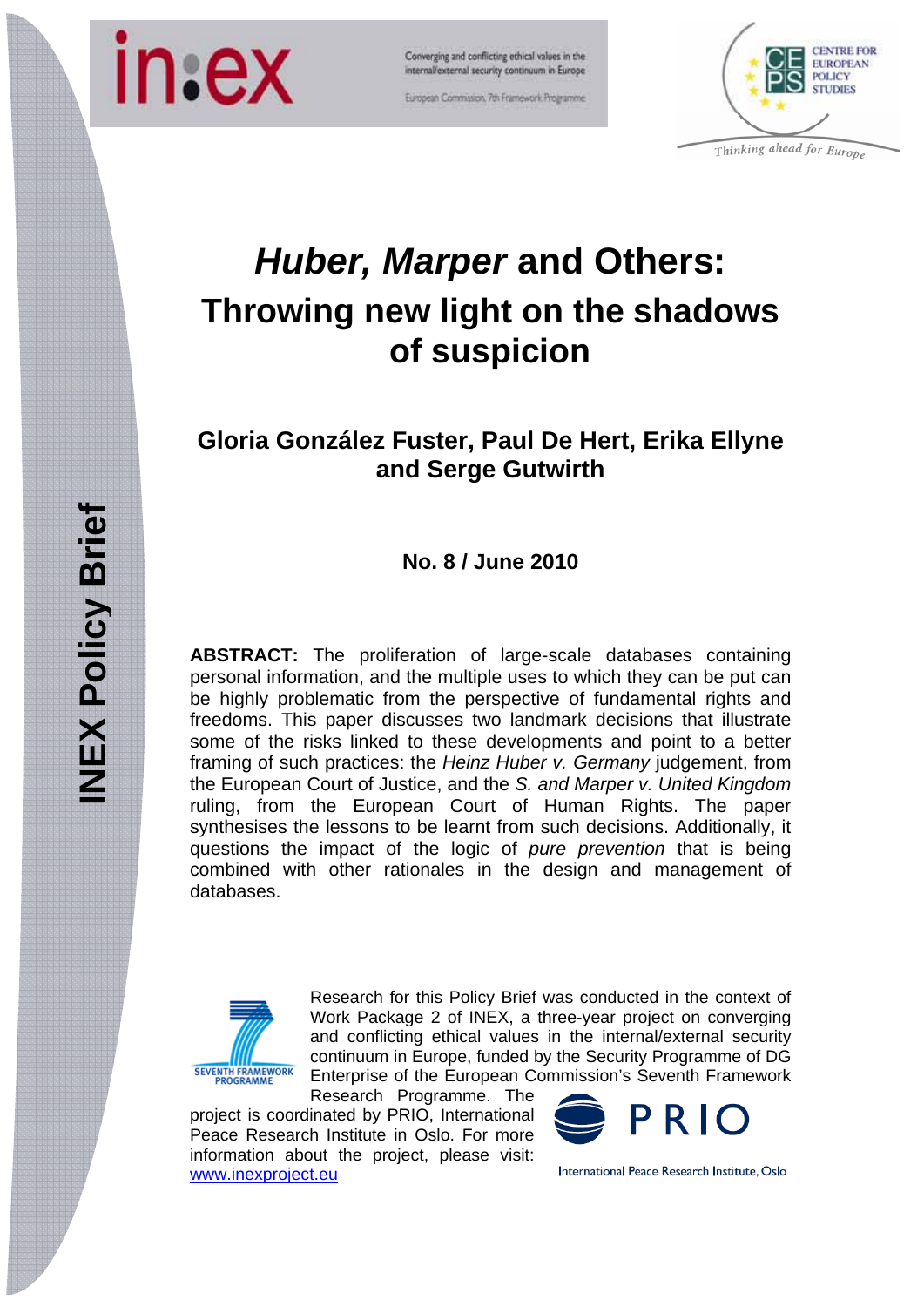in:ex

Converging and conflicting ethical values in the internal/external security continuum in Europe

European Commission, 7th Framework Programme

CENTRE FOR EUROPEAN POLICY STUDIES

Thinking ahead for Europe

# *Huber, Marper* and Others: Throwing new light on the shadows of suspicion

## Gloria González Fuster, Paul De Hert, Erika Ellyne and Serge Gutwirth

**No. 8 / June 2010**

**INEX Policy Brief**

**ABSTRACT:** The proliferation of large-scale databases containing personal information, and the multiple uses to which they can be put can be highly problematic from the perspective of fundamental rights and freedoms. This paper discusses two landmark decisions that illustrate some of the risks linked to these developments and point to a better framing of such practices: the *Heinz Huber v. Germany* judgement, from the European Court of Justice, and the *S. and Marper v. United Kingdom* ruling, from the European Court of Human Rights. The paper synthesises the lessons to be learnt from such decisions. Additionally, it questions the impact of the logic of *pure prevention* that is being combined with other rationales in the design and management of databases.

SEVENTH FRAMEWORK PROGRAMME

Research for this Policy Brief was conducted in the context of Work Package 2 of INEX, a three-year project on converging and conflicting ethical values in the internal/external security continuum in Europe, funded by the Security Programme of DG Enterprise of the European Commission's Seventh Framework Research Programme. The project is coordinated by PRIO, International Peace Research Institute in Oslo. For more information about the project, please visit: www.inexproject.eu

PRIO

International Peace Research Institute, Oslo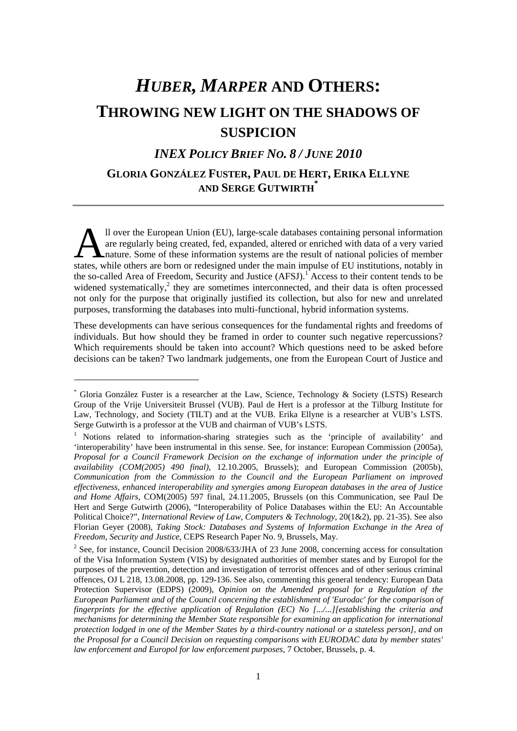# *HUBER, MARPER* AND OTHERS: THROWING NEW LIGHT ON THE SHADOWS OF SUSPICION

## *INEX POLICY BRIEF NO. 8 / JUNE 2010*

### GLORIA GONZÁLEZ FUSTER, PAUL DE HERT, ERIKA ELLYNE AND SERGE GUTWIRTH[*]

All over the European Union (EU), large-scale databases containing personal information are regularly being created, fed, expanded, altered or enriched with data of a very varied nature. Some of these information systems are the result of national policies of member states, while others are born or redesigned under the main impulse of EU institutions, notably in the so-called Area of Freedom, Security and Justice (AFSJ).[1] Access to their content tends to be widened systematically,[2] they are sometimes interconnected, and their data is often processed not only for the purpose that originally justified its collection, but also for new and unrelated purposes, transforming the databases into multi-functional, hybrid information systems.

These developments can have serious consequences for the fundamental rights and freedoms of individuals. But how should they be framed in order to counter such negative repercussions? Which requirements should be taken into account? Which questions need to be asked before decisions can be taken? Two landmark judgements, one from the European Court of Justice and

---

[*] Gloria González Fuster is a researcher at the Law, Science, Technology & Society (LSTS) Research Group of the Vrije Universiteit Brussel (VUB). Paul de Hert is a professor at the Tilburg Institute for Law, Technology, and Society (TILT) and at the VUB. Erika Ellyne is a researcher at VUB's LSTS. Serge Gutwirth is a professor at the VUB and chairman of VUB's LSTS.

[1] Notions related to information-sharing strategies such as the 'principle of availability' and 'interoperability' have been instrumental in this sense. See, for instance: European Commission (2005a), *Proposal for a Council Framework Decision on the exchange of information under the principle of availability (COM(2005) 490 final)*, 12.10.2005, Brussels); and European Commission (2005b), *Communication from the Commission to the Council and the European Parliament on improved effectiveness, enhanced interoperability and synergies among European databases in the area of Justice and Home Affairs*, COM(2005) 597 final, 24.11.2005, Brussels (on this Communication, see Paul De Hert and Serge Gutwirth (2006), "Interoperability of Police Databases within the EU: An Accountable Political Choice?", *International Review of Law, Computers & Technology*, 20(1&2), pp. 21-35). See also Florian Geyer (2008), *Taking Stock: Databases and Systems of Information Exchange in the Area of Freedom, Security and Justice*, CEPS Research Paper No. 9, Brussels, May.

[2] See, for instance, Council Decision 2008/633/JHA of 23 June 2008, concerning access for consultation of the Visa Information System (VIS) by designated authorities of member states and by Europol for the purposes of the prevention, detection and investigation of terrorist offences and of other serious criminal offences, OJ L 218, 13.08.2008, pp. 129-136. See also, commenting this general tendency: European Data Protection Supervisor (EDPS) (2009), *Opinion on the Amended proposal for a Regulation of the European Parliament and of the Council concerning the establishment of 'Eurodac' for the comparison of fingerprints for the effective application of Regulation (EC) No [.../...][establishing the criteria and mechanisms for determining the Member State responsible for examining an application for international protection lodged in one of the Member States by a third-country national or a stateless person], and on the Proposal for a Council Decision on requesting comparisons with EURODAC data by member states' law enforcement and Europol for law enforcement purposes*, 7 October, Brussels, p. 4.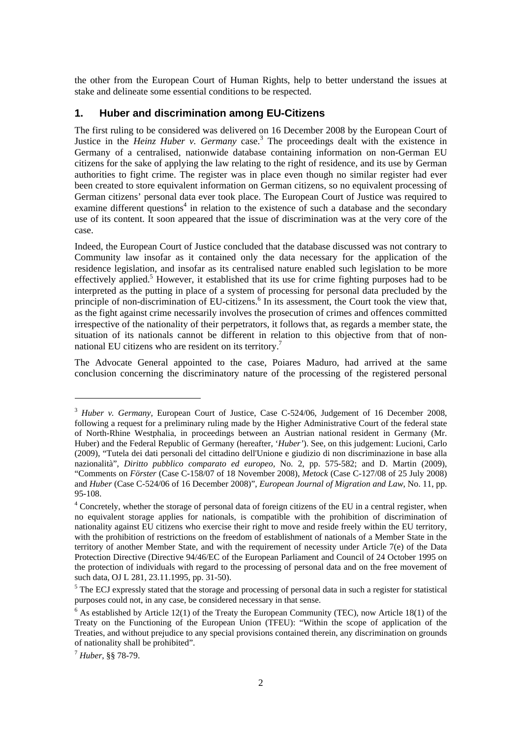the other from the European Court of Human Rights, help to better understand the issues at stake and delineate some essential conditions to be respected.

## 1. Huber and discrimination among EU-Citizens

The first ruling to be considered was delivered on 16 December 2008 by the European Court of Justice in the *Heinz Huber v. Germany* case.[3] The proceedings dealt with the existence in Germany of a centralised, nationwide database containing information on non-German EU citizens for the sake of applying the law relating to the right of residence, and its use by German authorities to fight crime. The register was in place even though no similar register had ever been created to store equivalent information on German citizens, so no equivalent processing of German citizens' personal data ever took place. The European Court of Justice was required to examine different questions[4] in relation to the existence of such a database and the secondary use of its content. It soon appeared that the issue of discrimination was at the very core of the case.

Indeed, the European Court of Justice concluded that the database discussed was not contrary to Community law insofar as it contained only the data necessary for the application of the residence legislation, and insofar as its centralised nature enabled such legislation to be more effectively applied.[5] However, it established that its use for crime fighting purposes had to be interpreted as the putting in place of a system of processing for personal data precluded by the principle of non-discrimination of EU-citizens.[6] In its assessment, the Court took the view that, as the fight against crime necessarily involves the prosecution of crimes and offences committed irrespective of the nationality of their perpetrators, it follows that, as regards a member state, the situation of its nationals cannot be different in relation to this objective from that of non-national EU citizens who are resident on its territory.[7]

The Advocate General appointed to the case, Poiares Maduro, had arrived at the same conclusion concerning the discriminatory nature of the processing of the registered personal

---

[3] *Huber v. Germany*, European Court of Justice, Case C-524/06, Judgement of 16 December 2008, following a request for a preliminary ruling made by the Higher Administrative Court of the federal state of North-Rhine Westphalia, in proceedings between an Austrian national resident in Germany (Mr. Huber) and the Federal Republic of Germany (hereafter, '*Huber*'). See, on this judgement: Lucioni, Carlo (2009), "Tutela dei dati personali del cittadino dell'Unione e giudizio di non discriminazione in base alla nazionalità", *Diritto pubblico comparato ed europeo*, No. 2, pp. 575-582; and D. Martin (2009), "Comments on *Förster* (Case C-158/07 of 18 November 2008), *Metock* (Case C-127/08 of 25 July 2008) and *Huber* (Case C-524/06 of 16 December 2008)", *European Journal of Migration and Law*, No. 11, pp. 95-108.

[4] Concretely, whether the storage of personal data of foreign citizens of the EU in a central register, when no equivalent storage applies for nationals, is compatible with the prohibition of discrimination of nationality against EU citizens who exercise their right to move and reside freely within the EU territory, with the prohibition of restrictions on the freedom of establishment of nationals of a Member State in the territory of another Member State, and with the requirement of necessity under Article 7(e) of the Data Protection Directive (Directive 94/46/EC of the European Parliament and Council of 24 October 1995 on the protection of individuals with regard to the processing of personal data and on the free movement of such data, OJ L 281, 23.11.1995, pp. 31-50).

[5] The ECJ expressly stated that the storage and processing of personal data in such a register for statistical purposes could not, in any case, be considered necessary in that sense.

[6] As established by Article 12(1) of the Treaty the European Community (TEC), now Article 18(1) of the Treaty on the Functioning of the European Union (TFEU): "Within the scope of application of the Treaties, and without prejudice to any special provisions contained therein, any discrimination on grounds of nationality shall be prohibited".

[7] *Huber*, §§ 78-79.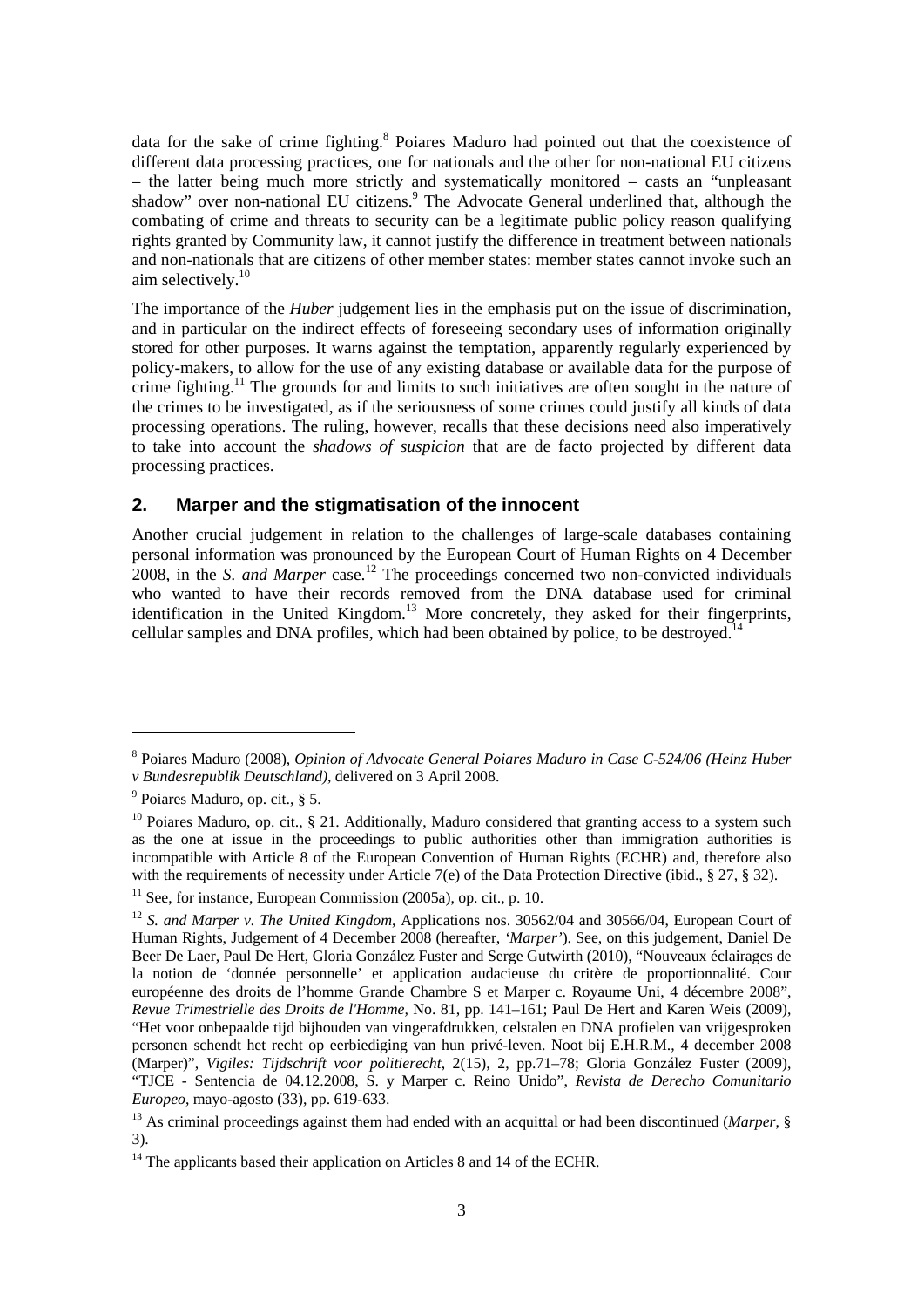data for the sake of crime fighting.[8] Poiares Maduro had pointed out that the coexistence of different data processing practices, one for nationals and the other for non-national EU citizens – the latter being much more strictly and systematically monitored – casts an "unpleasant shadow" over non-national EU citizens.[9] The Advocate General underlined that, although the combating of crime and threats to security can be a legitimate public policy reason qualifying rights granted by Community law, it cannot justify the difference in treatment between nationals and non-nationals that are citizens of other member states: member states cannot invoke such an aim selectively.[10]

The importance of the *Huber* judgement lies in the emphasis put on the issue of discrimination, and in particular on the indirect effects of foreseeing secondary uses of information originally stored for other purposes. It warns against the temptation, apparently regularly experienced by policy-makers, to allow for the use of any existing database or available data for the purpose of crime fighting.[11] The grounds for and limits to such initiatives are often sought in the nature of the crimes to be investigated, as if the seriousness of some crimes could justify all kinds of data processing operations. The ruling, however, recalls that these decisions need also imperatively to take into account the *shadows of suspicion* that are de facto projected by different data processing practices.

## 2. Marper and the stigmatisation of the innocent

Another crucial judgement in relation to the challenges of large-scale databases containing personal information was pronounced by the European Court of Human Rights on 4 December 2008, in the *S. and Marper* case.[12] The proceedings concerned two non-convicted individuals who wanted to have their records removed from the DNA database used for criminal identification in the United Kingdom.[13] More concretely, they asked for their fingerprints, cellular samples and DNA profiles, which had been obtained by police, to be destroyed.[14]

---

[8] Poiares Maduro (2008), *Opinion of Advocate General Poiares Maduro in Case C-524/06 (Heinz Huber v Bundesrepublik Deutschland)*, delivered on 3 April 2008.

[9] Poiares Maduro, op. cit., § 5.

[10] Poiares Maduro, op. cit., § 21. Additionally, Maduro considered that granting access to a system such as the one at issue in the proceedings to public authorities other than immigration authorities is incompatible with Article 8 of the European Convention of Human Rights (ECHR) and, therefore also with the requirements of necessity under Article 7(e) of the Data Protection Directive (ibid., § 27, § 32).

[11] See, for instance, European Commission (2005a), op. cit., p. 10.

[12] *S. and Marper v. The United Kingdom*, Applications nos. 30562/04 and 30566/04, European Court of Human Rights, Judgement of 4 December 2008 (hereafter, '*Marper*'). See, on this judgement, Daniel De Beer De Laer, Paul De Hert, Gloria González Fuster and Serge Gutwirth (2010), "Nouveaux éclairages de la notion de 'donnée personnelle' et application audacieuse du critère de proportionnalité. Cour européenne des droits de l'homme Grande Chambre S et Marper c. Royaume Uni, 4 décembre 2008", *Revue Trimestrielle des Droits de l'Homme*, No. 81, pp. 141–161; Paul De Hert and Karen Weis (2009), "Het voor onbepaalde tijd bijhouden van vingerafdrukken, celstalen en DNA profielen van vrijgesproken personen schendt het recht op eerbiediging van hun privé-leven. Noot bij E.H.R.M., 4 december 2008 (Marper)", *Vigiles: Tijdschrift voor politierecht*, 2(15), 2, pp.71–78; Gloria González Fuster (2009), "TJCE - Sentencia de 04.12.2008, S. y Marper c. Reino Unido", *Revista de Derecho Comunitario Europeo*, mayo-agosto (33), pp. 619-633.

[13] As criminal proceedings against them had ended with an acquittal or had been discontinued (*Marper*, § 3).

[14] The applicants based their application on Articles 8 and 14 of the ECHR.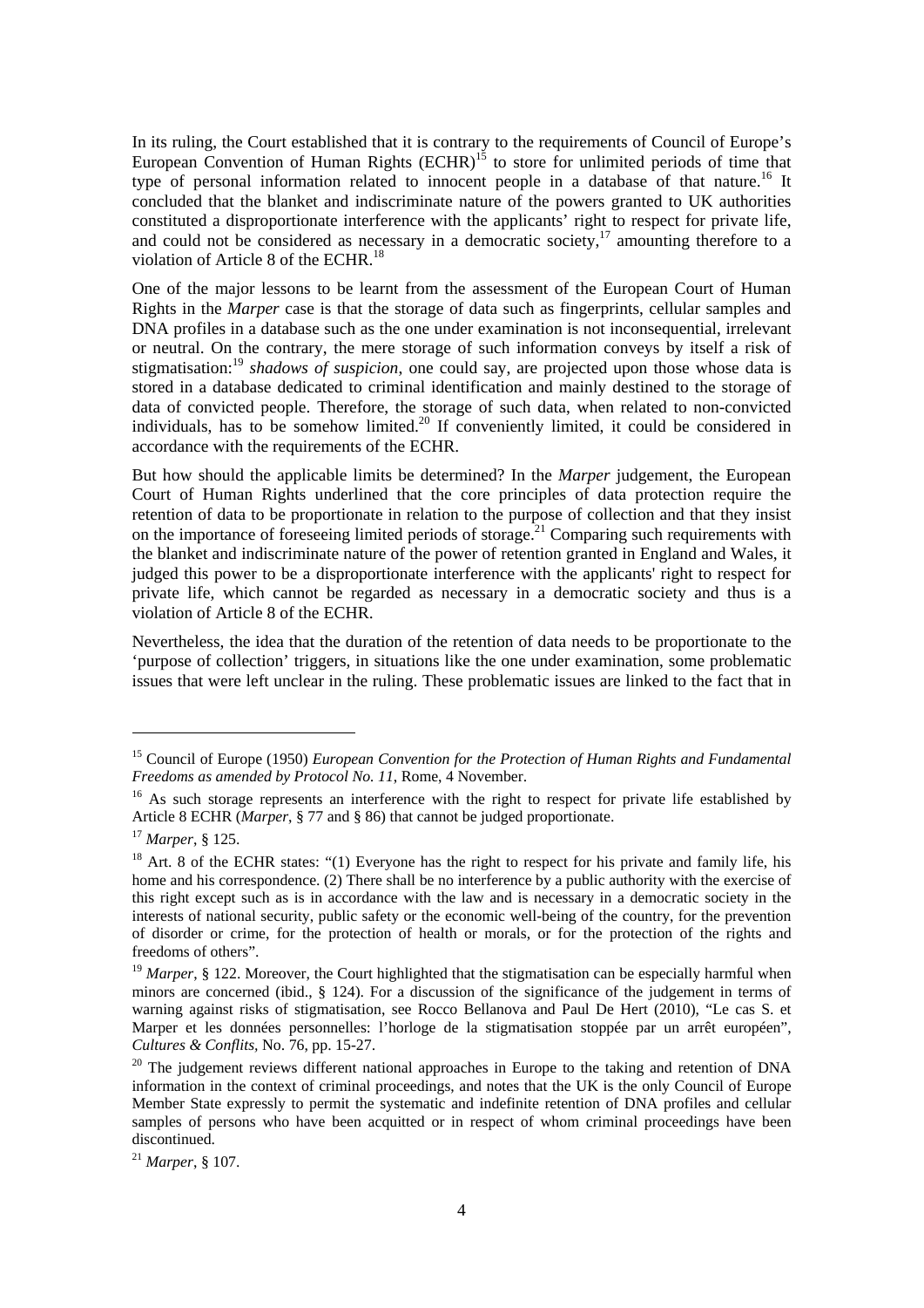In its ruling, the Court established that it is contrary to the requirements of Council of Europe's European Convention of Human Rights (ECHR)[15] to store for unlimited periods of time that type of personal information related to innocent people in a database of that nature.[16] It concluded that the blanket and indiscriminate nature of the powers granted to UK authorities constituted a disproportionate interference with the applicants' right to respect for private life, and could not be considered as necessary in a democratic society,[17] amounting therefore to a violation of Article 8 of the ECHR.[18]

One of the major lessons to be learnt from the assessment of the European Court of Human Rights in the *Marper* case is that the storage of data such as fingerprints, cellular samples and DNA profiles in a database such as the one under examination is not inconsequential, irrelevant or neutral. On the contrary, the mere storage of such information conveys by itself a risk of stigmatisation:[19] *shadows of suspicion*, one could say, are projected upon those whose data is stored in a database dedicated to criminal identification and mainly destined to the storage of data of convicted people. Therefore, the storage of such data, when related to non-convicted individuals, has to be somehow limited.[20] If conveniently limited, it could be considered in accordance with the requirements of the ECHR.

But how should the applicable limits be determined? In the *Marper* judgement, the European Court of Human Rights underlined that the core principles of data protection require the retention of data to be proportionate in relation to the purpose of collection and that they insist on the importance of foreseeing limited periods of storage.[21] Comparing such requirements with the blanket and indiscriminate nature of the power of retention granted in England and Wales, it judged this power to be a disproportionate interference with the applicants' right to respect for private life, which cannot be regarded as necessary in a democratic society and thus is a violation of Article 8 of the ECHR.

Nevertheless, the idea that the duration of the retention of data needs to be proportionate to the 'purpose of collection' triggers, in situations like the one under examination, some problematic issues that were left unclear in the ruling. These problematic issues are linked to the fact that in

---

[15] Council of Europe (1950) *European Convention for the Protection of Human Rights and Fundamental Freedoms as amended by Protocol No. 11*, Rome, 4 November.

[16] As such storage represents an interference with the right to respect for private life established by Article 8 ECHR (*Marper*, § 77 and § 86) that cannot be judged proportionate.

[17] *Marper*, § 125.

[18] Art. 8 of the ECHR states: "(1) Everyone has the right to respect for his private and family life, his home and his correspondence. (2) There shall be no interference by a public authority with the exercise of this right except such as is in accordance with the law and is necessary in a democratic society in the interests of national security, public safety or the economic well-being of the country, for the prevention of disorder or crime, for the protection of health or morals, or for the protection of the rights and freedoms of others".

[19] *Marper*, § 122. Moreover, the Court highlighted that the stigmatisation can be especially harmful when minors are concerned (ibid., § 124). For a discussion of the significance of the judgement in terms of warning against risks of stigmatisation, see Rocco Bellanova and Paul De Hert (2010), "Le cas S. et Marper et les données personnelles: l'horloge de la stigmatisation stoppée par un arrêt européen", *Cultures & Conflits*, No. 76, pp. 15-27.

[20] The judgement reviews different national approaches in Europe to the taking and retention of DNA information in the context of criminal proceedings, and notes that the UK is the only Council of Europe Member State expressly to permit the systematic and indefinite retention of DNA profiles and cellular samples of persons who have been acquitted or in respect of whom criminal proceedings have been discontinued.

[21] *Marper*, § 107.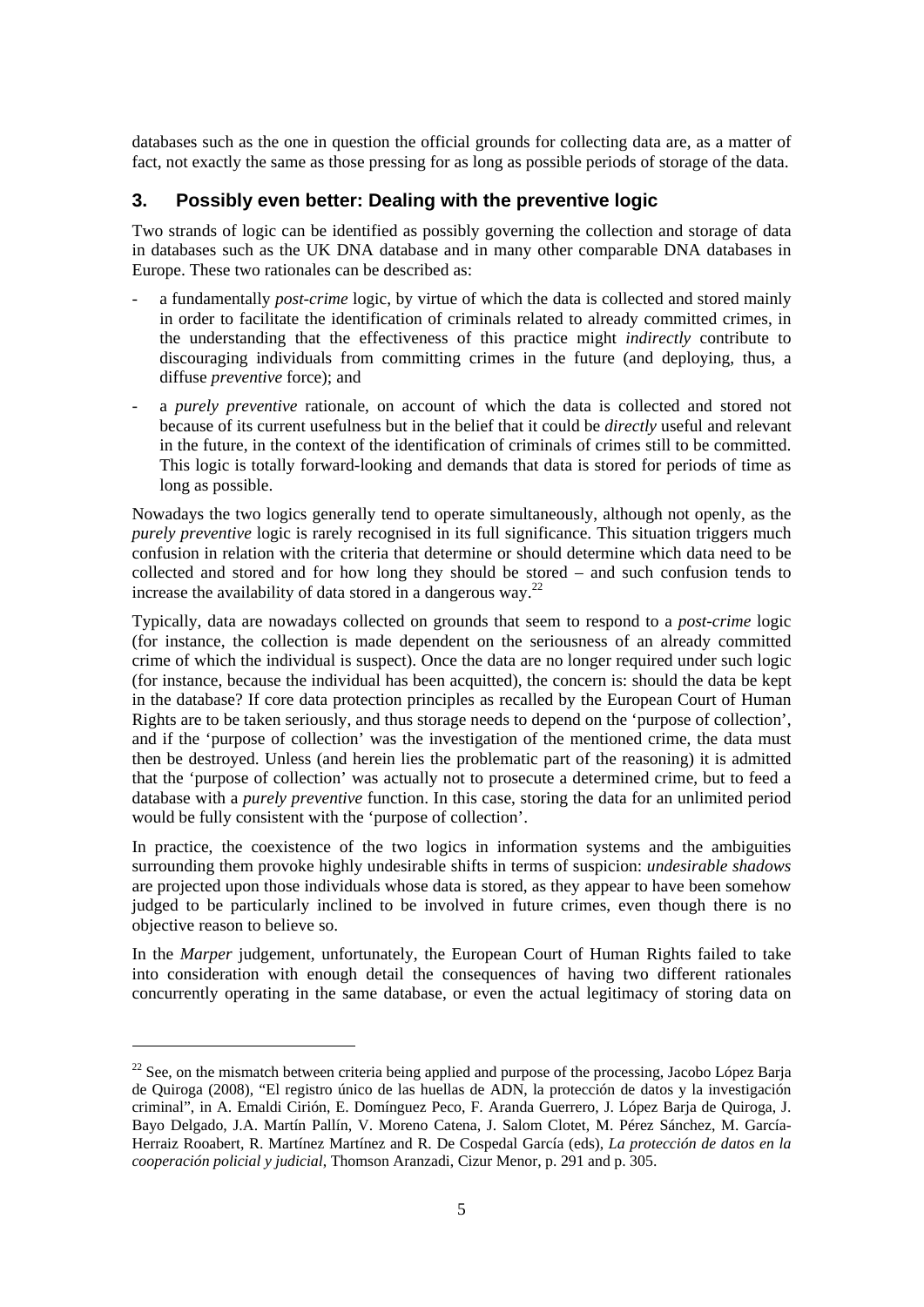databases such as the one in question the official grounds for collecting data are, as a matter of fact, not exactly the same as those pressing for as long as possible periods of storage of the data.

## 3. Possibly even better: Dealing with the preventive logic

Two strands of logic can be identified as possibly governing the collection and storage of data in databases such as the UK DNA database and in many other comparable DNA databases in Europe. These two rationales can be described as:

- a fundamentally *post-crime* logic, by virtue of which the data is collected and stored mainly in order to facilitate the identification of criminals related to already committed crimes, in the understanding that the effectiveness of this practice might *indirectly* contribute to discouraging individuals from committing crimes in the future (and deploying, thus, a diffuse *preventive* force); and
- a *purely preventive* rationale, on account of which the data is collected and stored not because of its current usefulness but in the belief that it could be *directly* useful and relevant in the future, in the context of the identification of criminals of crimes still to be committed. This logic is totally forward-looking and demands that data is stored for periods of time as long as possible.

Nowadays the two logics generally tend to operate simultaneously, although not openly, as the *purely preventive* logic is rarely recognised in its full significance. This situation triggers much confusion in relation with the criteria that determine or should determine which data need to be collected and stored and for how long they should be stored – and such confusion tends to increase the availability of data stored in a dangerous way.[22]

Typically, data are nowadays collected on grounds that seem to respond to a *post-crime* logic (for instance, the collection is made dependent on the seriousness of an already committed crime of which the individual is suspect). Once the data are no longer required under such logic (for instance, because the individual has been acquitted), the concern is: should the data be kept in the database? If core data protection principles as recalled by the European Court of Human Rights are to be taken seriously, and thus storage needs to depend on the 'purpose of collection', and if the 'purpose of collection' was the investigation of the mentioned crime, the data must then be destroyed. Unless (and herein lies the problematic part of the reasoning) it is admitted that the 'purpose of collection' was actually not to prosecute a determined crime, but to feed a database with a *purely preventive* function. In this case, storing the data for an unlimited period would be fully consistent with the 'purpose of collection'.

In practice, the coexistence of the two logics in information systems and the ambiguities surrounding them provoke highly undesirable shifts in terms of suspicion: *undesirable shadows* are projected upon those individuals whose data is stored, as they appear to have been somehow judged to be particularly inclined to be involved in future crimes, even though there is no objective reason to believe so.

In the *Marper* judgement, unfortunately, the European Court of Human Rights failed to take into consideration with enough detail the consequences of having two different rationales concurrently operating in the same database, or even the actual legitimacy of storing data on

---

[22] See, on the mismatch between criteria being applied and purpose of the processing, Jacobo López Barja de Quiroga (2008), "El registro único de las huellas de ADN, la protección de datos y la investigación criminal", in A. Emaldi Cirión, E. Domínguez Peco, F. Aranda Guerrero, J. López Barja de Quiroga, J. Bayo Delgado, J.A. Martín Pallín, V. Moreno Catena, J. Salom Clotet, M. Pérez Sánchez, M. García-Herraiz Rooabert, R. Martínez Martínez and R. De Cospedal García (eds), *La protección de datos en la cooperación policial y judicial*, Thomson Aranzadi, Cizur Menor, p. 291 and p. 305.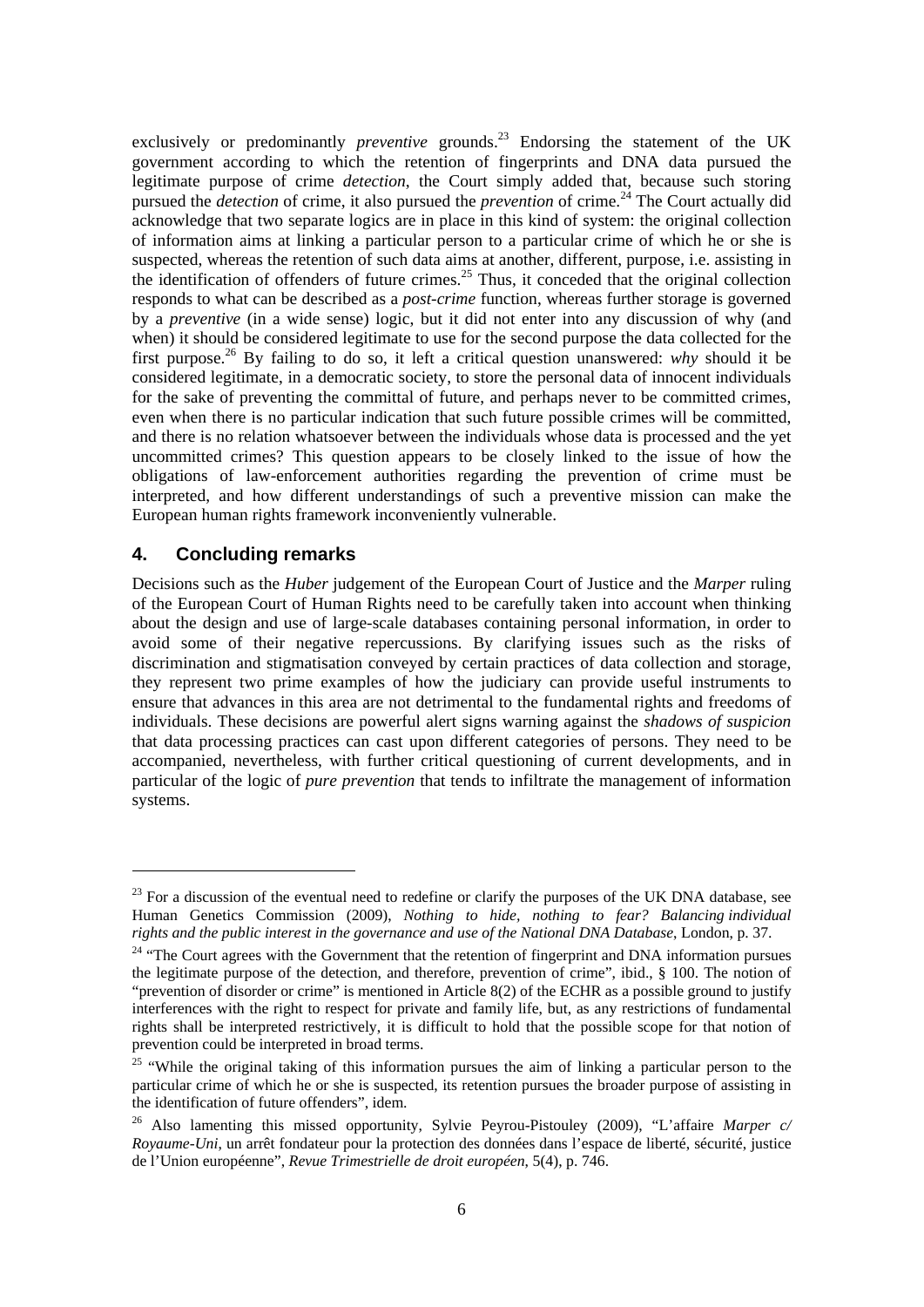exclusively or predominantly *preventive* grounds.[23] Endorsing the statement of the UK government according to which the retention of fingerprints and DNA data pursued the legitimate purpose of crime *detection*, the Court simply added that, because such storing pursued the *detection* of crime, it also pursued the *prevention* of crime.[24] The Court actually did acknowledge that two separate logics are in place in this kind of system: the original collection of information aims at linking a particular person to a particular crime of which he or she is suspected, whereas the retention of such data aims at another, different, purpose, i.e. assisting in the identification of offenders of future crimes.[25] Thus, it conceded that the original collection responds to what can be described as a *post-crime* function, whereas further storage is governed by a *preventive* (in a wide sense) logic, but it did not enter into any discussion of why (and when) it should be considered legitimate to use for the second purpose the data collected for the first purpose.[26] By failing to do so, it left a critical question unanswered: *why* should it be considered legitimate, in a democratic society, to store the personal data of innocent individuals for the sake of preventing the committal of future, and perhaps never to be committed crimes, even when there is no particular indication that such future possible crimes will be committed, and there is no relation whatsoever between the individuals whose data is processed and the yet uncommitted crimes? This question appears to be closely linked to the issue of how the obligations of law-enforcement authorities regarding the prevention of crime must be interpreted, and how different understandings of such a preventive mission can make the European human rights framework inconveniently vulnerable.

## 4. Concluding remarks

Decisions such as the *Huber* judgement of the European Court of Justice and the *Marper* ruling of the European Court of Human Rights need to be carefully taken into account when thinking about the design and use of large-scale databases containing personal information, in order to avoid some of their negative repercussions. By clarifying issues such as the risks of discrimination and stigmatisation conveyed by certain practices of data collection and storage, they represent two prime examples of how the judiciary can provide useful instruments to ensure that advances in this area are not detrimental to the fundamental rights and freedoms of individuals. These decisions are powerful alert signs warning against the *shadows of suspicion* that data processing practices can cast upon different categories of persons. They need to be accompanied, nevertheless, with further critical questioning of current developments, and in particular of the logic of *pure prevention* that tends to infiltrate the management of information systems.

---

[23] For a discussion of the eventual need to redefine or clarify the purposes of the UK DNA database, see Human Genetics Commission (2009), *Nothing to hide, nothing to fear? Balancing individual rights and the public interest in the governance and use of the National DNA Database*, London, p. 37.

[24] "The Court agrees with the Government that the retention of fingerprint and DNA information pursues the legitimate purpose of the detection, and therefore, prevention of crime", ibid., § 100. The notion of "prevention of disorder or crime" is mentioned in Article 8(2) of the ECHR as a possible ground to justify interferences with the right to respect for private and family life, but, as any restrictions of fundamental rights shall be interpreted restrictively, it is difficult to hold that the possible scope for that notion of prevention could be interpreted in broad terms.

[25] "While the original taking of this information pursues the aim of linking a particular person to the particular crime of which he or she is suspected, its retention pursues the broader purpose of assisting in the identification of future offenders", idem.

[26] Also lamenting this missed opportunity, Sylvie Peyrou-Pistouley (2009), "L'affaire *Marper c/ Royaume-Uni*, un arrêt fondateur pour la protection des données dans l'espace de liberté, sécurité, justice de l'Union européenne", *Revue Trimestrielle de droit européen*, 5(4), p. 746.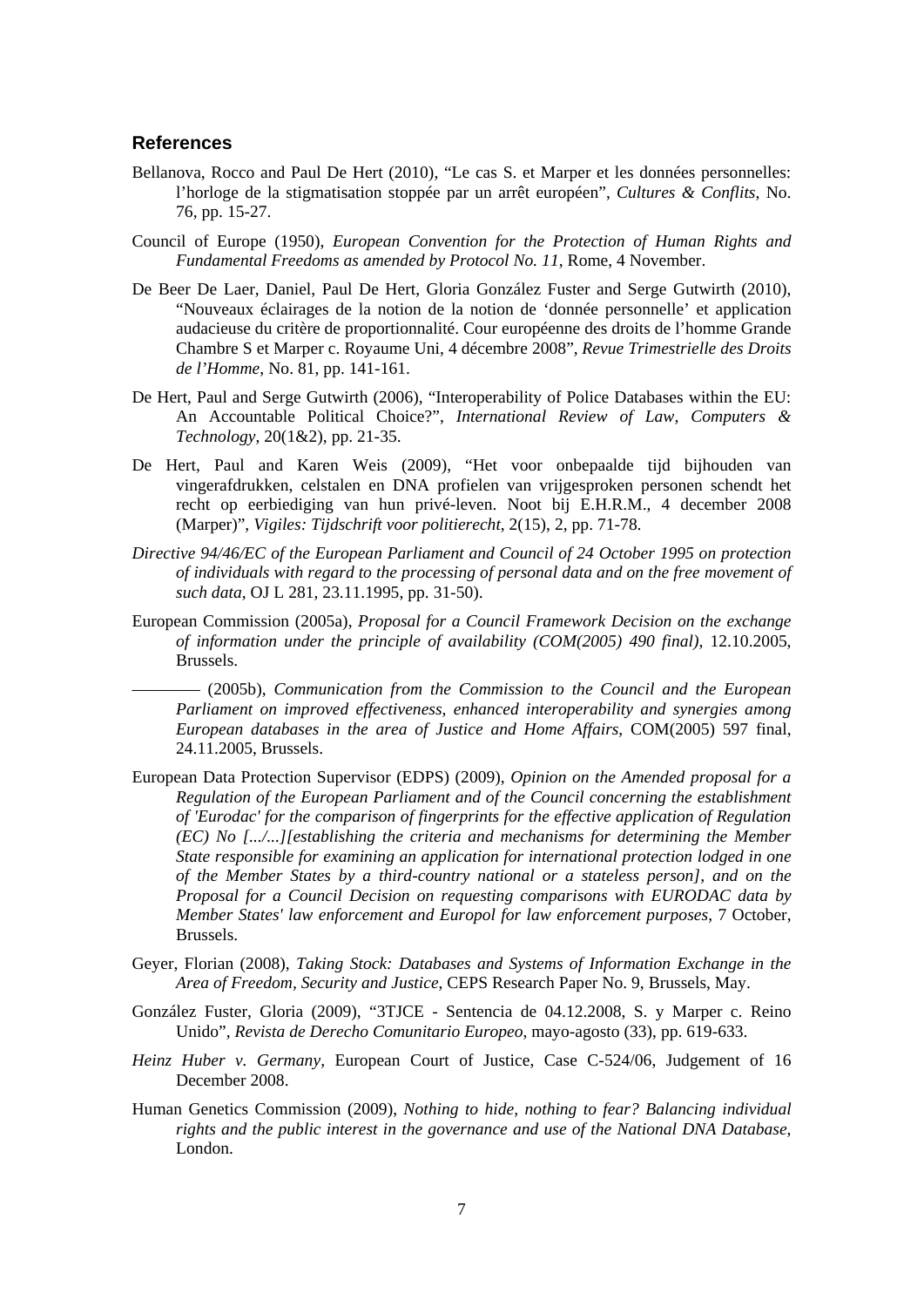## References

Bellanova, Rocco and Paul De Hert (2010), "Le cas S. et Marper et les données personnelles: l'horloge de la stigmatisation stoppée par un arrêt européen", *Cultures & Conflits*, No. 76, pp. 15-27.

Council of Europe (1950), *European Convention for the Protection of Human Rights and Fundamental Freedoms as amended by Protocol No. 11*, Rome, 4 November.

De Beer De Laer, Daniel, Paul De Hert, Gloria González Fuster and Serge Gutwirth (2010), "Nouveaux éclairages de la notion de la notion de 'donnée personnelle' et application audacieuse du critère de proportionnalité. Cour européenne des droits de l'homme Grande Chambre S et Marper c. Royaume Uni, 4 décembre 2008", *Revue Trimestrielle des Droits de l'Homme*, No. 81, pp. 141-161.

De Hert, Paul and Serge Gutwirth (2006), "Interoperability of Police Databases within the EU: An Accountable Political Choice?", *International Review of Law, Computers & Technology*, 20(1&2), pp. 21-35.

De Hert, Paul and Karen Weis (2009), "Het voor onbepaalde tijd bijhouden van vingerafdrukken, celstalen en DNA profielen van vrijgesproken personen schendt het recht op eerbiediging van hun privé-leven. Noot bij E.H.R.M., 4 december 2008 (Marper)", *Vigiles: Tijdschrift voor politierecht*, 2(15), 2, pp. 71-78.

*Directive 94/46/EC of the European Parliament and Council of 24 October 1995 on protection of individuals with regard to the processing of personal data and on the free movement of such data*, OJ L 281, 23.11.1995, pp. 31-50).

European Commission (2005a), *Proposal for a Council Framework Decision on the exchange of information under the principle of availability (COM(2005) 490 final)*, 12.10.2005, Brussels.

———— (2005b), *Communication from the Commission to the Council and the European Parliament on improved effectiveness, enhanced interoperability and synergies among European databases in the area of Justice and Home Affairs*, COM(2005) 597 final, 24.11.2005, Brussels.

European Data Protection Supervisor (EDPS) (2009), *Opinion on the Amended proposal for a Regulation of the European Parliament and of the Council concerning the establishment of 'Eurodac' for the comparison of fingerprints for the effective application of Regulation (EC) No [.../...][establishing the criteria and mechanisms for determining the Member State responsible for examining an application for international protection lodged in one of the Member States by a third-country national or a stateless person], and on the Proposal for a Council Decision on requesting comparisons with EURODAC data by Member States' law enforcement and Europol for law enforcement purposes*, 7 October, Brussels.

Geyer, Florian (2008), *Taking Stock: Databases and Systems of Information Exchange in the Area of Freedom, Security and Justice*, CEPS Research Paper No. 9, Brussels, May.

González Fuster, Gloria (2009), "3TJCE - Sentencia de 04.12.2008, S. y Marper c. Reino Unido", *Revista de Derecho Comunitario Europeo*, mayo-agosto (33), pp. 619-633.

*Heinz Huber v. Germany*, European Court of Justice, Case C-524/06, Judgement of 16 December 2008.

Human Genetics Commission (2009), *Nothing to hide, nothing to fear? Balancing individual rights and the public interest in the governance and use of the National DNA Database*, London.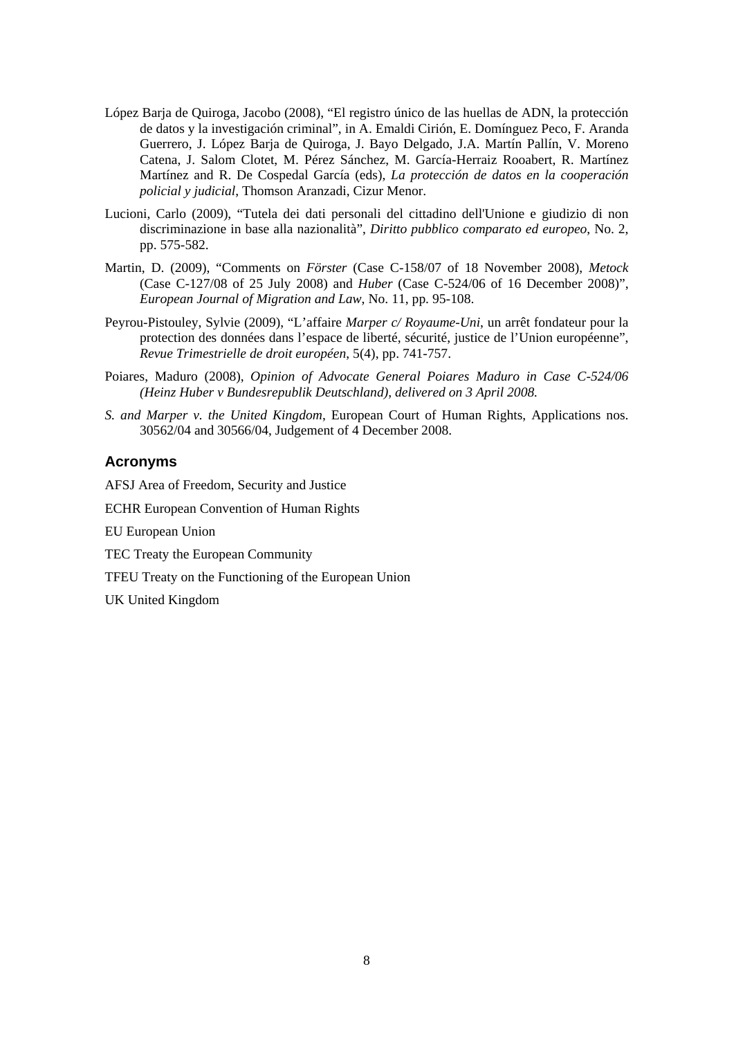López Barja de Quiroga, Jacobo (2008), "El registro único de las huellas de ADN, la protección de datos y la investigación criminal", in A. Emaldi Cirión, E. Domínguez Peco, F. Aranda Guerrero, J. López Barja de Quiroga, J. Bayo Delgado, J.A. Martín Pallín, V. Moreno Catena, J. Salom Clotet, M. Pérez Sánchez, M. García-Herraiz Rooabert, R. Martínez Martínez and R. De Cospedal García (eds), *La protección de datos en la cooperación policial y judicial*, Thomson Aranzadi, Cizur Menor.

Lucioni, Carlo (2009), "Tutela dei dati personali del cittadino dell'Unione e giudizio di non discriminazione in base alla nazionalità", *Diritto pubblico comparato ed europeo*, No. 2, pp. 575-582.

Martin, D. (2009), "Comments on *Förster* (Case C-158/07 of 18 November 2008), *Metock* (Case C-127/08 of 25 July 2008) and *Huber* (Case C-524/06 of 16 December 2008)", *European Journal of Migration and Law*, No. 11, pp. 95-108.

Peyrou-Pistouley, Sylvie (2009), "L'affaire *Marper c/ Royaume-Uni*, un arrêt fondateur pour la protection des données dans l'espace de liberté, sécurité, justice de l'Union européenne", *Revue Trimestrielle de droit européen*, 5(4), pp. 741-757.

Poiares, Maduro (2008), *Opinion of Advocate General Poiares Maduro in Case C-524/06 (Heinz Huber v Bundesrepublik Deutschland), delivered on 3 April 2008.*

*S. and Marper v. the United Kingdom*, European Court of Human Rights, Applications nos. 30562/04 and 30566/04, Judgement of 4 December 2008.

## Acronyms

AFSJ Area of Freedom, Security and Justice

ECHR European Convention of Human Rights

EU European Union

TEC Treaty the European Community

TFEU Treaty on the Functioning of the European Union

UK United Kingdom